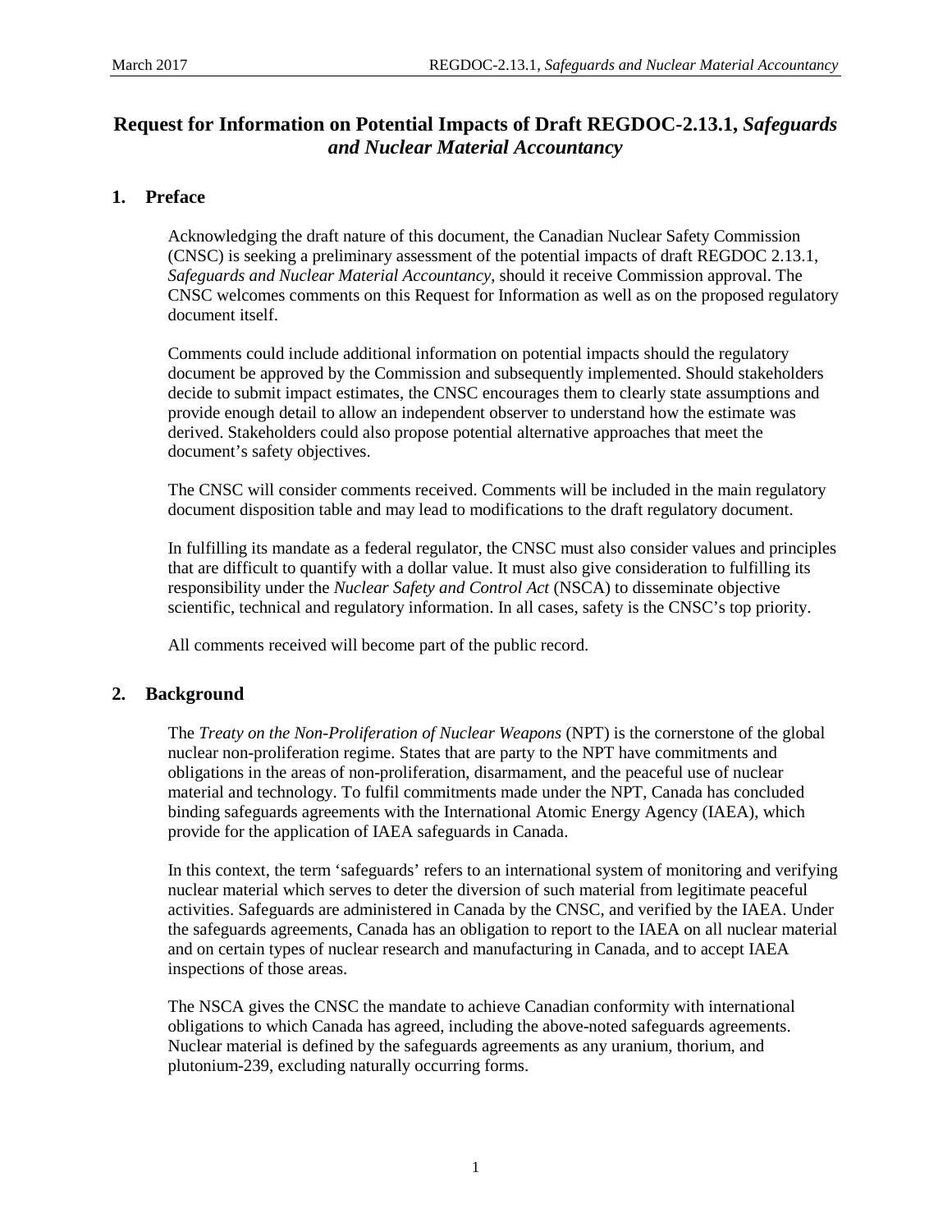# Request for Information on Potential Impacts of Draft REGDOC-2.13.1, *Safeguards and Nuclear Material Accountancy*

## 1. Preface

Acknowledging the draft nature of this document, the Canadian Nuclear Safety Commission (CNSC) is seeking a preliminary assessment of the potential impacts of draft REGDOC 2.13.1, *Safeguards and Nuclear Material Accountancy*, should it receive Commission approval. The CNSC welcomes comments on this Request for Information as well as on the proposed regulatory document itself.

Comments could include additional information on potential impacts should the regulatory document be approved by the Commission and subsequently implemented. Should stakeholders decide to submit impact estimates, the CNSC encourages them to clearly state assumptions and provide enough detail to allow an independent observer to understand how the estimate was derived. Stakeholders could also propose potential alternative approaches that meet the document's safety objectives.

The CNSC will consider comments received. Comments will be included in the main regulatory document disposition table and may lead to modifications to the draft regulatory document.

In fulfilling its mandate as a federal regulator, the CNSC must also consider values and principles that are difficult to quantify with a dollar value. It must also give consideration to fulfilling its responsibility under the *Nuclear Safety and Control Act* (NSCA) to disseminate objective scientific, technical and regulatory information. In all cases, safety is the CNSC's top priority.

All comments received will become part of the public record.

## 2. Background

The *Treaty on the Non-Proliferation of Nuclear Weapons* (NPT) is the cornerstone of the global nuclear non-proliferation regime. States that are party to the NPT have commitments and obligations in the areas of non-proliferation, disarmament, and the peaceful use of nuclear material and technology. To fulfil commitments made under the NPT, Canada has concluded binding safeguards agreements with the International Atomic Energy Agency (IAEA), which provide for the application of IAEA safeguards in Canada.

In this context, the term 'safeguards' refers to an international system of monitoring and verifying nuclear material which serves to deter the diversion of such material from legitimate peaceful activities. Safeguards are administered in Canada by the CNSC, and verified by the IAEA. Under the safeguards agreements, Canada has an obligation to report to the IAEA on all nuclear material and on certain types of nuclear research and manufacturing in Canada, and to accept IAEA inspections of those areas.

The NSCA gives the CNSC the mandate to achieve Canadian conformity with international obligations to which Canada has agreed, including the above-noted safeguards agreements. Nuclear material is defined by the safeguards agreements as any uranium, thorium, and plutonium-239, excluding naturally occurring forms.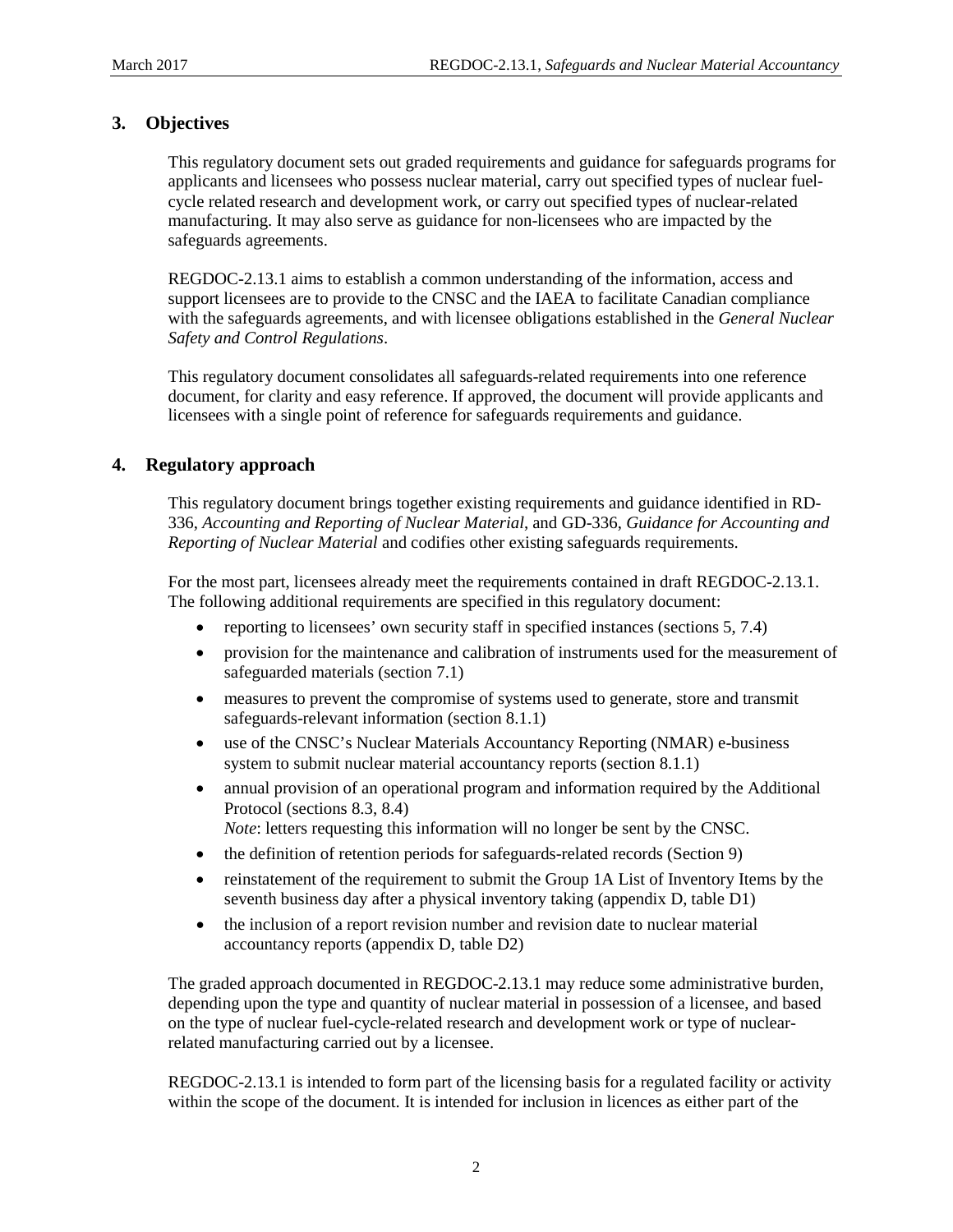## 3. Objectives

This regulatory document sets out graded requirements and guidance for safeguards programs for applicants and licensees who possess nuclear material, carry out specified types of nuclear fuel-cycle related research and development work, or carry out specified types of nuclear-related manufacturing. It may also serve as guidance for non-licensees who are impacted by the safeguards agreements.

REGDOC-2.13.1 aims to establish a common understanding of the information, access and support licensees are to provide to the CNSC and the IAEA to facilitate Canadian compliance with the safeguards agreements, and with licensee obligations established in the *General Nuclear Safety and Control Regulations*.

This regulatory document consolidates all safeguards-related requirements into one reference document, for clarity and easy reference. If approved, the document will provide applicants and licensees with a single point of reference for safeguards requirements and guidance.

## 4. Regulatory approach

This regulatory document brings together existing requirements and guidance identified in RD-336, *Accounting and Reporting of Nuclear Material*, and GD-336, *Guidance for Accounting and Reporting of Nuclear Material* and codifies other existing safeguards requirements.

For the most part, licensees already meet the requirements contained in draft REGDOC-2.13.1. The following additional requirements are specified in this regulatory document:

- reporting to licensees' own security staff in specified instances (sections 5, 7.4)
- provision for the maintenance and calibration of instruments used for the measurement of safeguarded materials (section 7.1)
- measures to prevent the compromise of systems used to generate, store and transmit safeguards-relevant information (section 8.1.1)
- use of the CNSC's Nuclear Materials Accountancy Reporting (NMAR) e-business system to submit nuclear material accountancy reports (section 8.1.1)
- annual provision of an operational program and information required by the Additional Protocol (sections 8.3, 8.4)
  *Note*: letters requesting this information will no longer be sent by the CNSC.
- the definition of retention periods for safeguards-related records (Section 9)
- reinstatement of the requirement to submit the Group 1A List of Inventory Items by the seventh business day after a physical inventory taking (appendix D, table D1)
- the inclusion of a report revision number and revision date to nuclear material accountancy reports (appendix D, table D2)

The graded approach documented in REGDOC-2.13.1 may reduce some administrative burden, depending upon the type and quantity of nuclear material in possession of a licensee, and based on the type of nuclear fuel-cycle-related research and development work or type of nuclear-related manufacturing carried out by a licensee.

REGDOC-2.13.1 is intended to form part of the licensing basis for a regulated facility or activity within the scope of the document. It is intended for inclusion in licences as either part of the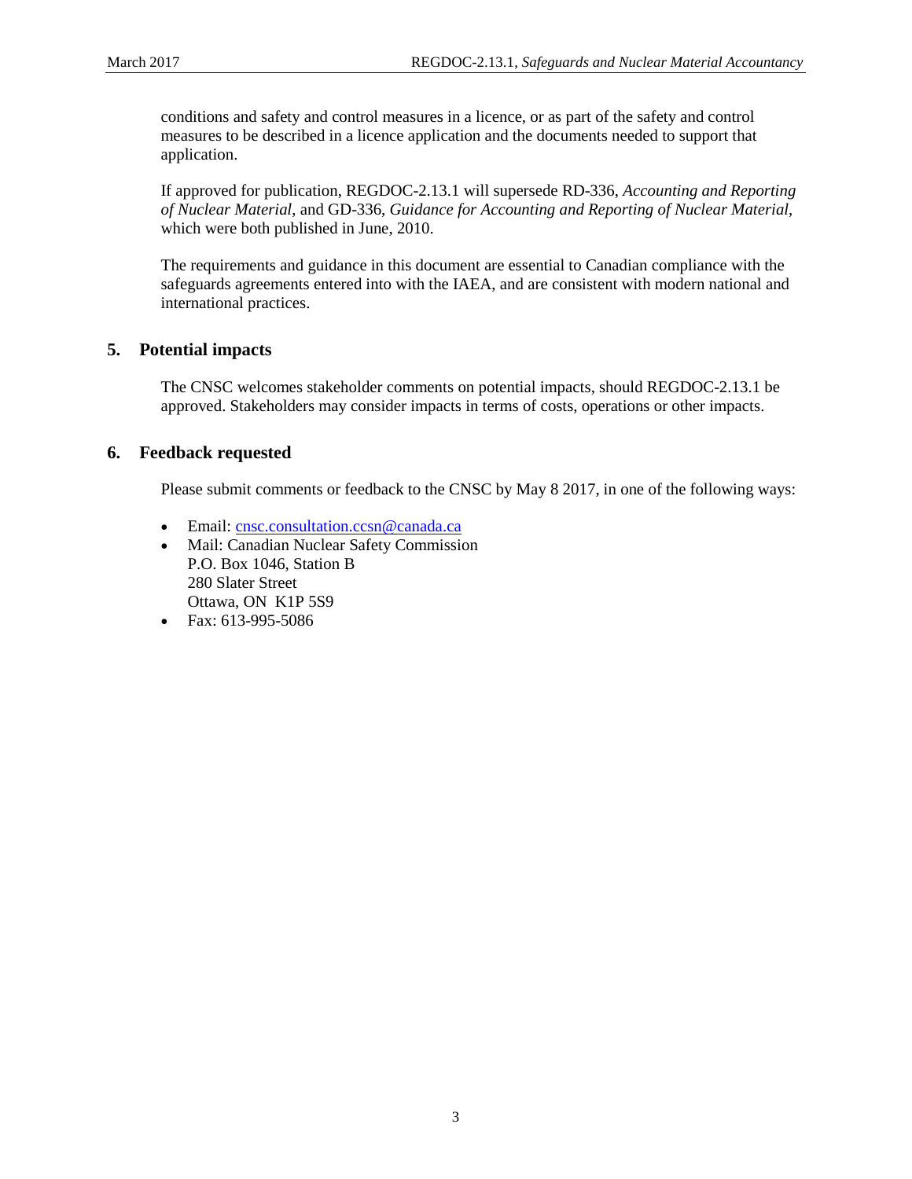conditions and safety and control measures in a licence, or as part of the safety and control measures to be described in a licence application and the documents needed to support that application.

If approved for publication, REGDOC-2.13.1 will supersede RD-336, *Accounting and Reporting of Nuclear Material*, and GD-336, *Guidance for Accounting and Reporting of Nuclear Material*, which were both published in June, 2010.

The requirements and guidance in this document are essential to Canadian compliance with the safeguards agreements entered into with the IAEA, and are consistent with modern national and international practices.

## 5. Potential impacts

The CNSC welcomes stakeholder comments on potential impacts, should REGDOC-2.13.1 be approved. Stakeholders may consider impacts in terms of costs, operations or other impacts.

## 6. Feedback requested

Please submit comments or feedback to the CNSC by May 8 2017, in one of the following ways:

- Email: cnsc.consultation.ccsn@canada.ca
- Mail: Canadian Nuclear Safety Commission  
  P.O. Box 1046, Station B  
  280 Slater Street  
  Ottawa, ON K1P 5S9
- Fax: 613-995-5086